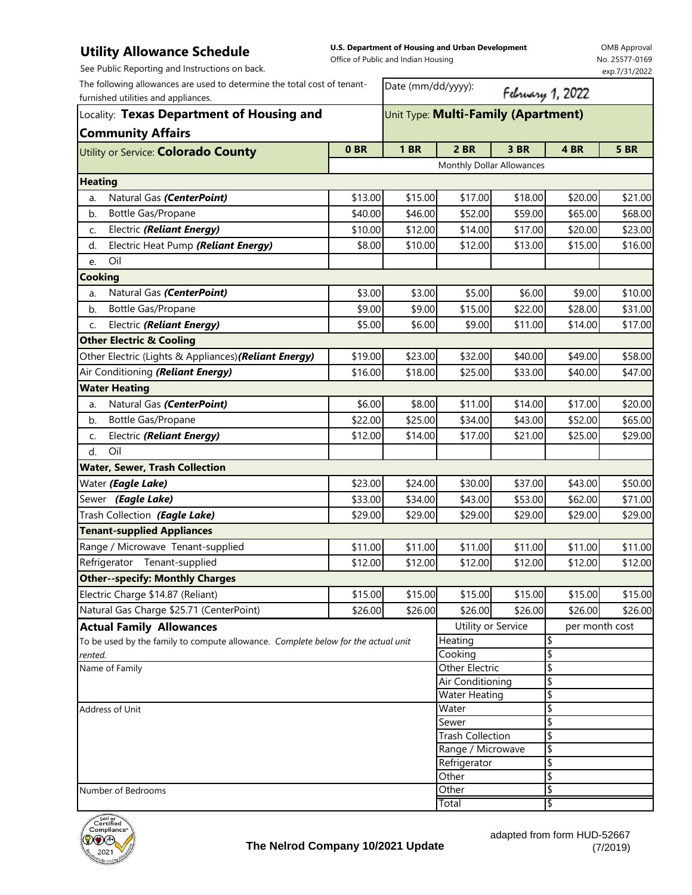# Utility Allowance Schedule

See Public Reporting and Instructions on back.

**U.S. Department of Housing and Urban Development**
Office of Public and Indian Housing

OMB Approval
No. 25577-0169
exp.7/31/2022

The following allowances are used to determine the total cost of tenant-furnished utilities and appliances.

Date (mm/dd/yyyy): February 1, 2022

Locality: **Texas Department of Housing and Community Affairs**

Unit Type: **Multi-Family (Apartment)**

| Utility or Service: **Colorado County** | 0 BR | 1 BR | 2 BR | 3 BR | 4 BR | 5 BR |
|---|---|---|---|---|---|---|
| | Monthly Dollar Allowances | | | | | |
| **Heating** | | | | | | |
| a. Natural Gas ***(CenterPoint)*** | $13.00 | $15.00 | $17.00 | $18.00 | $20.00 | $21.00 |
| b. Bottle Gas/Propane | $40.00 | $46.00 | $52.00 | $59.00 | $65.00 | $68.00 |
| c. Electric ***(Reliant Energy)*** | $10.00 | $12.00 | $14.00 | $17.00 | $20.00 | $23.00 |
| d. Electric Heat Pump ***(Reliant Energy)*** | $8.00 | $10.00 | $12.00 | $13.00 | $15.00 | $16.00 |
| e. Oil | | | | | | |
| **Cooking** | | | | | | |
| a. Natural Gas ***(CenterPoint)*** | $3.00 | $3.00 | $5.00 | $6.00 | $9.00 | $10.00 |
| b. Bottle Gas/Propane | $9.00 | $9.00 | $15.00 | $22.00 | $28.00 | $31.00 |
| c. Electric ***(Reliant Energy)*** | $5.00 | $6.00 | $9.00 | $11.00 | $14.00 | $17.00 |
| **Other Electric & Cooling** | | | | | | |
| Other Electric (Lights & Appliances) ***(Reliant Energy)*** | $19.00 | $23.00 | $32.00 | $40.00 | $49.00 | $58.00 |
| Air Conditioning ***(Reliant Energy)*** | $16.00 | $18.00 | $25.00 | $33.00 | $40.00 | $47.00 |
| **Water Heating** | | | | | | |
| a. Natural Gas ***(CenterPoint)*** | $6.00 | $8.00 | $11.00 | $14.00 | $17.00 | $20.00 |
| b. Bottle Gas/Propane | $22.00 | $25.00 | $34.00 | $43.00 | $52.00 | $65.00 |
| c. Electric ***(Reliant Energy)*** | $12.00 | $14.00 | $17.00 | $21.00 | $25.00 | $29.00 |
| d. Oil | | | | | | |
| **Water, Sewer, Trash Collection** | | | | | | |
| Water ***(Eagle Lake)*** | $23.00 | $24.00 | $30.00 | $37.00 | $43.00 | $50.00 |
| Sewer ***(Eagle Lake)*** | $33.00 | $34.00 | $43.00 | $53.00 | $62.00 | $71.00 |
| Trash Collection ***(Eagle Lake)*** | $29.00 | $29.00 | $29.00 | $29.00 | $29.00 | $29.00 |
| **Tenant-supplied Appliances** | | | | | | |
| Range / Microwave Tenant-supplied | $11.00 | $11.00 | $11.00 | $11.00 | $11.00 | $11.00 |
| Refrigerator Tenant-supplied | $12.00 | $12.00 | $12.00 | $12.00 | $12.00 | $12.00 |
| **Other--specify: Monthly Charges** | | | | | | |
| Electric Charge $14.87 (Reliant) | $15.00 | $15.00 | $15.00 | $15.00 | $15.00 | $15.00 |
| Natural Gas Charge $25.71 (CenterPoint) | $26.00 | $26.00 | $26.00 | $26.00 | $26.00 | $26.00 |

**Actual Family Allowances**

To be used by the family to compute allowance. *Complete below for the actual unit rented.*

Name of Family

Address of Unit

Number of Bedrooms

| Utility or Service | per month cost |
|---|---|
| Heating | $ |
| Cooking | $ |
| Other Electric | $ |
| Air Conditioning | $ |
| Water Heating | $ |
| Water | $ |
| Sewer | $ |
| Trash Collection | $ |
| Range / Microwave | $ |
| Refrigerator | $ |
| Other | $ |
| Other | $ |
| Total | $ |

**The Nelrod Company 10/2021 Update**

adapted from form HUD-52667 (7/2019)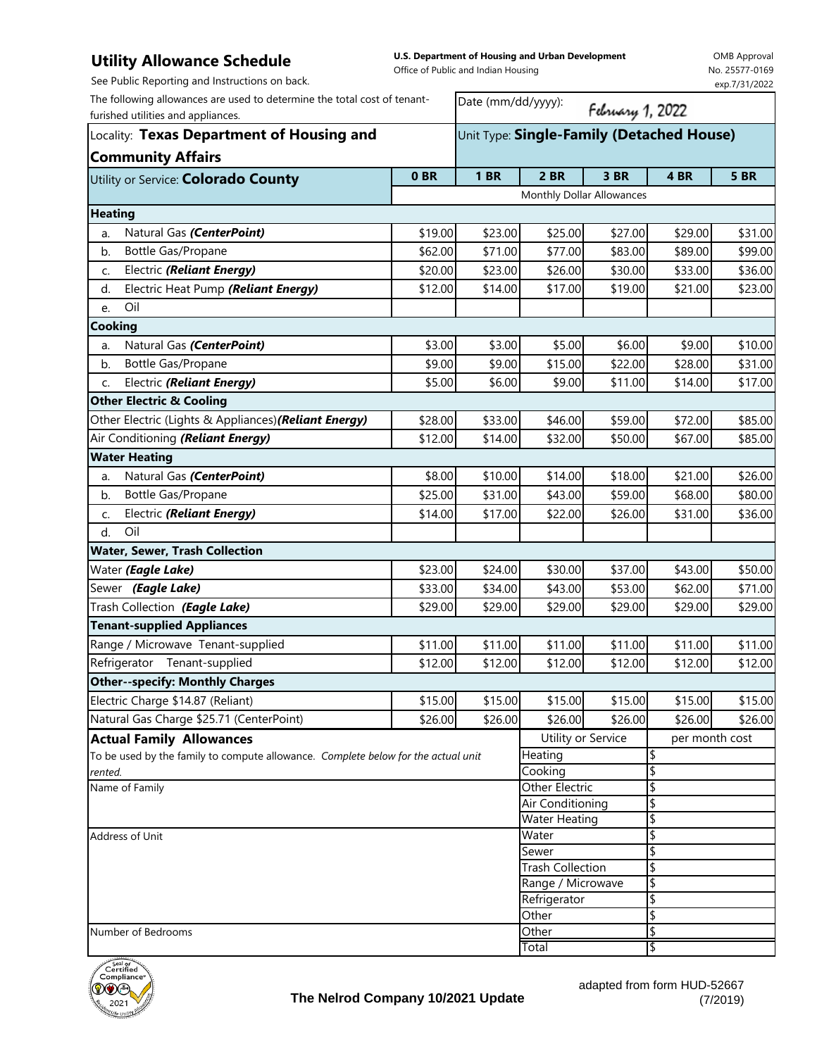# Utility Allowance Schedule

**U.S. Department of Housing and Urban Development**
Office of Public and Indian Housing

OMB Approval No. 25577-0169 exp.7/31/2022

See Public Reporting and Instructions on back.

The following allowances are used to determine the total cost of tenant-furished utilities and appliances.

Date (mm/dd/yyyy): February 1, 2022

Locality: **Texas Department of Housing and Community Affairs**

Unit Type: **Single-Family (Detached House)**

| Utility or Service: **Colorado County** | 0 BR | 1 BR | 2 BR | 3 BR | 4 BR | 5 BR |
|---|---|---|---|---|---|---|
| | Monthly Dollar Allowances | | | | | |
| **Heating** | | | | | | |
| a. Natural Gas ***(CenterPoint)*** | $19.00 | $23.00 | $25.00 | $27.00 | $29.00 | $31.00 |
| b. Bottle Gas/Propane | $62.00 | $71.00 | $77.00 | $83.00 | $89.00 | $99.00 |
| c. Electric ***(Reliant Energy)*** | $20.00 | $23.00 | $26.00 | $30.00 | $33.00 | $36.00 |
| d. Electric Heat Pump ***(Reliant Energy)*** | $12.00 | $14.00 | $17.00 | $19.00 | $21.00 | $23.00 |
| e. Oil | | | | | | |
| **Cooking** | | | | | | |
| a. Natural Gas ***(CenterPoint)*** | $3.00 | $3.00 | $5.00 | $6.00 | $9.00 | $10.00 |
| b. Bottle Gas/Propane | $9.00 | $9.00 | $15.00 | $22.00 | $28.00 | $31.00 |
| c. Electric ***(Reliant Energy)*** | $5.00 | $6.00 | $9.00 | $11.00 | $14.00 | $17.00 |
| **Other Electric & Cooling** | | | | | | |
| Other Electric (Lights & Appliances) ***(Reliant Energy)*** | $28.00 | $33.00 | $46.00 | $59.00 | $72.00 | $85.00 |
| Air Conditioning ***(Reliant Energy)*** | $12.00 | $14.00 | $32.00 | $50.00 | $67.00 | $85.00 |
| **Water Heating** | | | | | | |
| a. Natural Gas ***(CenterPoint)*** | $8.00 | $10.00 | $14.00 | $18.00 | $21.00 | $26.00 |
| b. Bottle Gas/Propane | $25.00 | $31.00 | $43.00 | $59.00 | $68.00 | $80.00 |
| c. Electric ***(Reliant Energy)*** | $14.00 | $17.00 | $22.00 | $26.00 | $31.00 | $36.00 |
| d. Oil | | | | | | |
| **Water, Sewer, Trash Collection** | | | | | | |
| Water ***(Eagle Lake)*** | $23.00 | $24.00 | $30.00 | $37.00 | $43.00 | $50.00 |
| Sewer ***(Eagle Lake)*** | $33.00 | $34.00 | $43.00 | $53.00 | $62.00 | $71.00 |
| Trash Collection ***(Eagle Lake)*** | $29.00 | $29.00 | $29.00 | $29.00 | $29.00 | $29.00 |
| **Tenant-supplied Appliances** | | | | | | |
| Range / Microwave Tenant-supplied | $11.00 | $11.00 | $11.00 | $11.00 | $11.00 | $11.00 |
| Refrigerator Tenant-supplied | $12.00 | $12.00 | $12.00 | $12.00 | $12.00 | $12.00 |
| **Other--specify: Monthly Charges** | | | | | | |
| Electric Charge $14.87 (Reliant) | $15.00 | $15.00 | $15.00 | $15.00 | $15.00 | $15.00 |
| Natural Gas Charge $25.71 (CenterPoint) | $26.00 | $26.00 | $26.00 | $26.00 | $26.00 | $26.00 |

## Actual Family Allowances

To be used by the family to compute allowance. *Complete below for the actual unit rented.*

Name of Family

Address of Unit

Number of Bedrooms

| Utility or Service | per month cost |
|---|---|
| Heating | $ |
| Cooking | $ |
| Other Electric | $ |
| Air Conditioning | $ |
| Water Heating | $ |
| Water | $ |
| Sewer | $ |
| Trash Collection | $ |
| Range / Microwave | $ |
| Refrigerator | $ |
| Other | $ |
| Other | $ |
| Total | $ |

Seal of Certified Compliance 2021

**The Nelrod Company 10/2021 Update**

adapted from form HUD-52667 (7/2019)